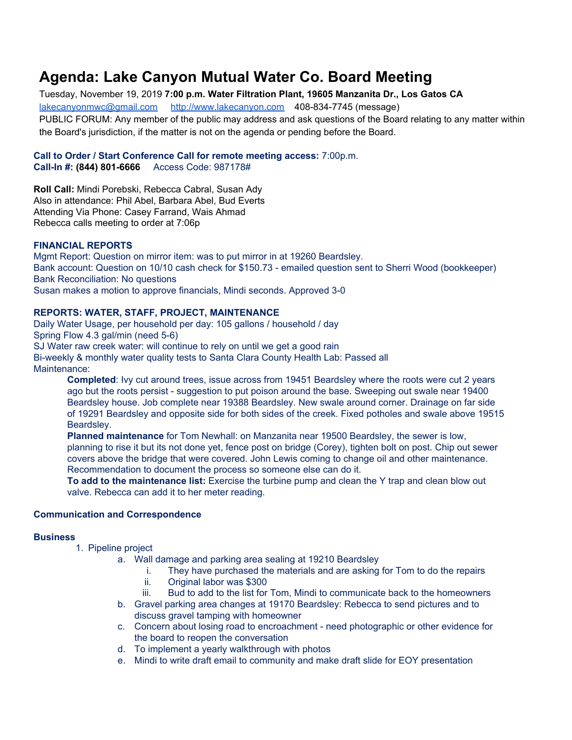# Agenda: Lake Canyon Mutual Water Co. Board Meeting

Tuesday, November 19, 2019 **7:00 p.m. Water Filtration Plant, 19605 Manzanita Dr., Los Gatos CA**

lakecanyonmwc@gmail.com     http://www.lakecanyon.com     408-834-7745 (message)

PUBLIC FORUM: Any member of the public may address and ask questions of the Board relating to any matter within the Board's jurisdiction, if the matter is not on the agenda or pending before the Board.

**Call to Order / Start Conference Call for remote meeting access:** 7:00p.m.
**Call-In #: (844) 801-6666**     Access Code: 987178#

**Roll Call:** Mindi Porebski, Rebecca Cabral, Susan Ady
Also in attendance: Phil Abel, Barbara Abel, Bud Everts
Attending Via Phone: Casey Farrand, Wais Ahmad
Rebecca calls meeting to order at 7:06p

**FINANCIAL REPORTS**

Mgmt Report: Question on mirror item: was to put mirror in at 19260 Beardsley.
Bank account: Question on 10/10 cash check for $150.73 - emailed question sent to Sherri Wood (bookkeeper)
Bank Reconciliation: No questions
Susan makes a motion to approve financials, Mindi seconds. Approved 3-0

**REPORTS: WATER, STAFF, PROJECT, MAINTENANCE**

Daily Water Usage, per household per day: 105 gallons / household / day
Spring Flow 4.3 gal/min (need 5-6)
SJ Water raw creek water: will continue to rely on until we get a good rain
Bi-weekly & monthly water quality tests to Santa Clara County Health Lab: Passed all
Maintenance:

**Completed**: Ivy cut around trees, issue across from 19451 Beardsley where the roots were cut 2 years ago but the roots persist - suggestion to put poison around the base. Sweeping out swale near 19400 Beardsley house. Job complete near 19388 Beardsley. New swale around corner. Drainage on far side of 19291 Beardsley and opposite side for both sides of the creek. Fixed potholes and swale above 19515 Beardsley.

**Planned maintenance** for Tom Newhall: on Manzanita near 19500 Beardsley, the sewer is low, planning to rise it but its not done yet, fence post on bridge (Corey), tighten bolt on post. Chip out sewer covers above the bridge that were covered. John Lewis coming to change oil and other maintenance. Recommendation to document the process so someone else can do it.

**To add to the maintenance list:** Exercise the turbine pump and clean the Y trap and clean blow out valve. Rebecca can add it to her meter reading.

**Communication and Correspondence**

**Business**

1. Pipeline project
   a. Wall damage and parking area sealing at 19210 Beardsley
      i. They have purchased the materials and are asking for Tom to do the repairs
      ii. Original labor was $300
      iii. Bud to add to the list for Tom, Mindi to communicate back to the homeowners
   b. Gravel parking area changes at 19170 Beardsley: Rebecca to send pictures and to discuss gravel tamping with homeowner
   c. Concern about losing road to encroachment - need photographic or other evidence for the board to reopen the conversation
   d. To implement a yearly walkthrough with photos
   e. Mindi to write draft email to community and make draft slide for EOY presentation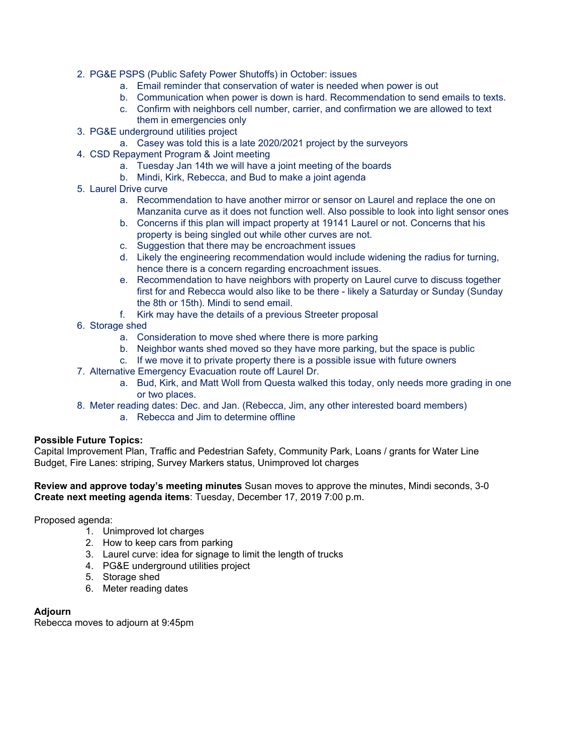2. PG&E PSPS (Public Safety Power Shutoffs) in October: issues
    a. Email reminder that conservation of water is needed when power is out
    b. Communication when power is down is hard. Recommendation to send emails to texts.
    c. Confirm with neighbors cell number, carrier, and confirmation we are allowed to text them in emergencies only
3. PG&E underground utilities project
    a. Casey was told this is a late 2020/2021 project by the surveyors
4. CSD Repayment Program & Joint meeting
    a. Tuesday Jan 14th we will have a joint meeting of the boards
    b. Mindi, Kirk, Rebecca, and Bud to make a joint agenda
5. Laurel Drive curve
    a. Recommendation to have another mirror or sensor on Laurel and replace the one on Manzanita curve as it does not function well. Also possible to look into light sensor ones
    b. Concerns if this plan will impact property at 19141 Laurel or not. Concerns that his property is being singled out while other curves are not.
    c. Suggestion that there may be encroachment issues
    d. Likely the engineering recommendation would include widening the radius for turning, hence there is a concern regarding encroachment issues.
    e. Recommendation to have neighbors with property on Laurel curve to discuss together first for and Rebecca would also like to be there - likely a Saturday or Sunday (Sunday the 8th or 15th). Mindi to send email.
    f. Kirk may have the details of a previous Streeter proposal
6. Storage shed
    a. Consideration to move shed where there is more parking
    b. Neighbor wants shed moved so they have more parking, but the space is public
    c. If we move it to private property there is a possible issue with future owners
7. Alternative Emergency Evacuation route off Laurel Dr.
    a. Bud, Kirk, and Matt Woll from Questa walked this today, only needs more grading in one or two places.
8. Meter reading dates: Dec. and Jan. (Rebecca, Jim, any other interested board members)
    a. Rebecca and Jim to determine offline

**Possible Future Topics:**
Capital Improvement Plan, Traffic and Pedestrian Safety, Community Park, Loans / grants for Water Line Budget, Fire Lanes: striping, Survey Markers status, Unimproved lot charges

**Review and approve today's meeting minutes** Susan moves to approve the minutes, Mindi seconds, 3-0
**Create next meeting agenda items**: Tuesday, December 17, 2019 7:00 p.m.

Proposed agenda:

1. Unimproved lot charges
2. How to keep cars from parking
3. Laurel curve: idea for signage to limit the length of trucks
4. PG&E underground utilities project
5. Storage shed
6. Meter reading dates

**Adjourn**
Rebecca moves to adjourn at 9:45pm